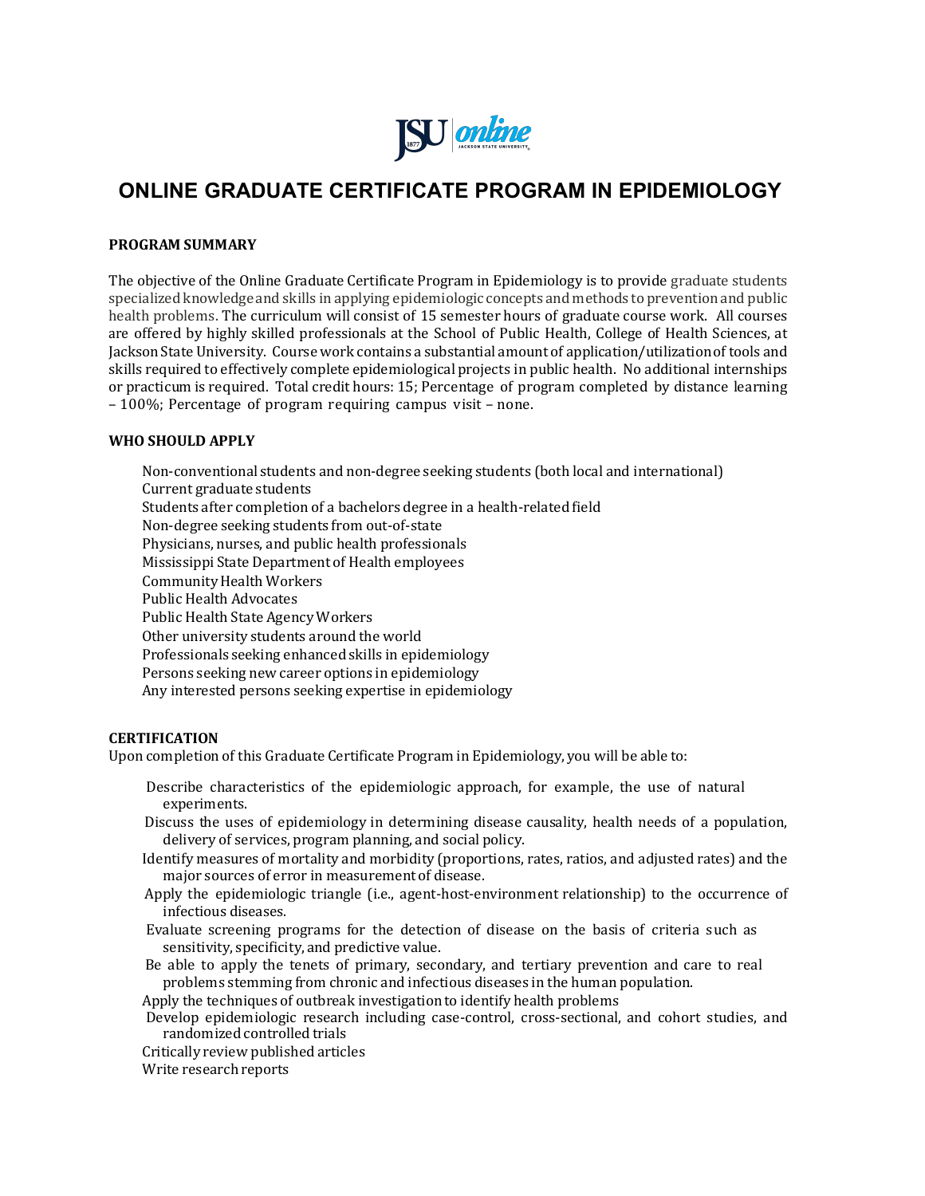# ONLINE GRADUATE CERTIFICATE PROGRAM IN EPIDEMIOLOGY

## PROGRAM SUMMARY

The objective of the Online Graduate Certificate Program in Epidemiology is to provide graduate students specialized knowledge and skills in applying epidemiologic concepts and methods to prevention and public health problems. The curriculum will consist of 15 semester hours of graduate course work. All courses are offered by highly skilled professionals at the School of Public Health, College of Health Sciences, at Jackson State University. Course work contains a substantial amount of application/utilization of tools and skills required to effectively complete epidemiological projects in public health. No additional internships or practicum is required. Total credit hours: 15; Percentage of program completed by distance learning – 100%; Percentage of program requiring campus visit – none.

## WHO SHOULD APPLY

- Non-conventional students and non-degree seeking students (both local and international)
- Current graduate students
- Students after completion of a bachelors degree in a health-related field
- Non-degree seeking students from out-of-state
- Physicians, nurses, and public health professionals
- Mississippi State Department of Health employees
- Community Health Workers
- Public Health Advocates
- Public Health State Agency Workers
- Other university students around the world
- Professionals seeking enhanced skills in epidemiology
- Persons seeking new career options in epidemiology
- Any interested persons seeking expertise in epidemiology

## CERTIFICATION

Upon completion of this Graduate Certificate Program in Epidemiology, you will be able to:

- Describe characteristics of the epidemiologic approach, for example, the use of natural experiments.
- Discuss the uses of epidemiology in determining disease causality, health needs of a population, delivery of services, program planning, and social policy.
- Identify measures of mortality and morbidity (proportions, rates, ratios, and adjusted rates) and the major sources of error in measurement of disease.
- Apply the epidemiologic triangle (i.e., agent-host-environment relationship) to the occurrence of infectious diseases.
- Evaluate screening programs for the detection of disease on the basis of criteria such as sensitivity, specificity, and predictive value.
- Be able to apply the tenets of primary, secondary, and tertiary prevention and care to real problems stemming from chronic and infectious diseases in the human population.
- Apply the techniques of outbreak investigation to identify health problems
- Develop epidemiologic research including case-control, cross-sectional, and cohort studies, and randomized controlled trials
- Critically review published articles
- Write research reports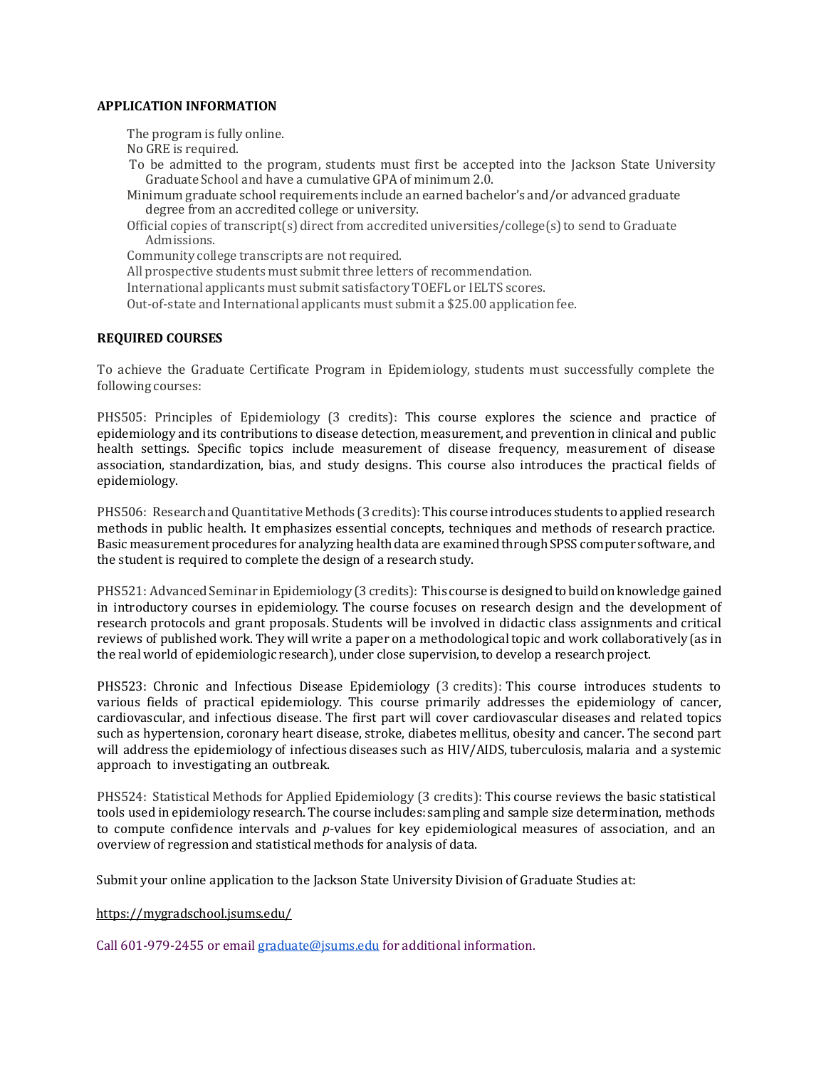## APPLICATION INFORMATION

The program is fully online.
No GRE is required.
To be admitted to the program, students must first be accepted into the Jackson State University Graduate School and have a cumulative GPA of minimum 2.0.
Minimum graduate school requirements include an earned bachelor's and/or advanced graduate degree from an accredited college or university.
Official copies of transcript(s) direct from accredited universities/college(s) to send to Graduate Admissions.
Community college transcripts are not required.
All prospective students must submit three letters of recommendation.
International applicants must submit satisfactory TOEFL or IELTS scores.
Out-of-state and International applicants must submit a $25.00 application fee.

## REQUIRED COURSES

To achieve the Graduate Certificate Program in Epidemiology, students must successfully complete the following courses:

PHS505: Principles of Epidemiology (3 credits): This course explores the science and practice of epidemiology and its contributions to disease detection, measurement, and prevention in clinical and public health settings. Specific topics include measurement of disease frequency, measurement of disease association, standardization, bias, and study designs. This course also introduces the practical fields of epidemiology.

PHS506: Research and Quantitative Methods (3 credits): This course introduces students to applied research methods in public health. It emphasizes essential concepts, techniques and methods of research practice. Basic measurement procedures for analyzing health data are examined through SPSS computer software, and the student is required to complete the design of a research study.

PHS521: Advanced Seminar in Epidemiology (3 credits): This course is designed to build on knowledge gained in introductory courses in epidemiology. The course focuses on research design and the development of research protocols and grant proposals. Students will be involved in didactic class assignments and critical reviews of published work. They will write a paper on a methodological topic and work collaboratively (as in the real world of epidemiologic research), under close supervision, to develop a research project.

PHS523: Chronic and Infectious Disease Epidemiology (3 credits): This course introduces students to various fields of practical epidemiology. This course primarily addresses the epidemiology of cancer, cardiovascular, and infectious disease. The first part will cover cardiovascular diseases and related topics such as hypertension, coronary heart disease, stroke, diabetes mellitus, obesity and cancer. The second part will address the epidemiology of infectious diseases such as HIV/AIDS, tuberculosis, malaria and a systemic approach to investigating an outbreak.

PHS524: Statistical Methods for Applied Epidemiology (3 credits): This course reviews the basic statistical tools used in epidemiology research. The course includes: sampling and sample size determination, methods to compute confidence intervals and *p*-values for key epidemiological measures of association, and an overview of regression and statistical methods for analysis of data.

Submit your online application to the Jackson State University Division of Graduate Studies at:

https://mygradschool.jsums.edu/

Call 601-979-2455 or email graduate@jsums.edu for additional information.